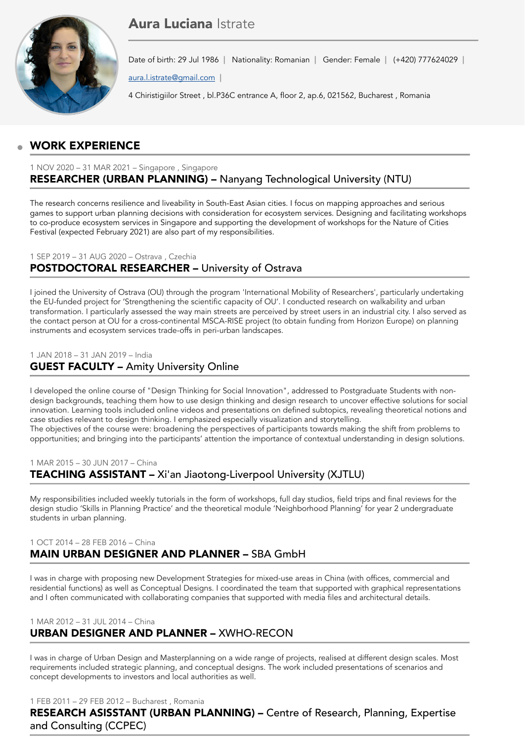# Aura Luciana Istrate

Date of birth: 29 Jul 1986 | Nationality: Romanian | Gender: Female | (+420) 777624029 |

aura.l.istrate@gmail.com |

4 Chiristigiilor Street , bl.P36C entrance A, floor 2, ap.6, 021562, Bucharest , Romania

## WORK EXPERIENCE

1 NOV 2020 – 31 MAR 2021 – Singapore , Singapore

### RESEARCHER (URBAN PLANNING) – Nanyang Technological University (NTU)

The research concerns resilience and liveability in South-East Asian cities. I focus on mapping approaches and serious games to support urban planning decisions with consideration for ecosystem services. Designing and facilitating workshops to co-produce ecosystem services in Singapore and supporting the development of workshops for the Nature of Cities Festival (expected February 2021) are also part of my responsibilities.

1 SEP 2019 – 31 AUG 2020 – Ostrava , Czechia

### POSTDOCTORAL RESEARCHER – University of Ostrava

I joined the University of Ostrava (OU) through the program 'International Mobility of Researchers', particularly undertaking the EU-funded project for 'Strengthening the scientific capacity of OU'. I conducted research on walkability and urban transformation. I particularly assessed the way main streets are perceived by street users in an industrial city. I also served as the contact person at OU for a cross-continental MSCA-RISE project (to obtain funding from Horizon Europe) on planning instruments and ecosystem services trade-offs in peri-urban landscapes.

1 JAN 2018 – 31 JAN 2019 – India

### GUEST FACULTY – Amity University Online

I developed the online course of "Design Thinking for Social Innovation", addressed to Postgraduate Students with non-design backgrounds, teaching them how to use design thinking and design research to uncover effective solutions for social innovation. Learning tools included online videos and presentations on defined subtopics, revealing theoretical notions and case studies relevant to design thinking. I emphasized especially visualization and storytelling.
The objectives of the course were: broadening the perspectives of participants towards making the shift from problems to opportunities; and bringing into the participants' attention the importance of contextual understanding in design solutions.

1 MAR 2015 – 30 JUN 2017 – China

### TEACHING ASSISTANT – Xi'an Jiaotong-Liverpool University (XJTLU)

My responsibilities included weekly tutorials in the form of workshops, full day studios, field trips and final reviews for the design studio 'Skills in Planning Practice' and the theoretical module 'Neighborhood Planning' for year 2 undergraduate students in urban planning.

1 OCT 2014 – 28 FEB 2016 – China

### MAIN URBAN DESIGNER AND PLANNER – SBA GmbH

I was in charge with proposing new Development Strategies for mixed-use areas in China (with offices, commercial and residential functions) as well as Conceptual Designs. I coordinated the team that supported with graphical representations and I often communicated with collaborating companies that supported with media files and architectural details.

1 MAR 2012 – 31 JUL 2014 – China

### URBAN DESIGNER AND PLANNER – XWHO-RECON

I was in charge of Urban Design and Masterplanning on a wide range of projects, realised at different design scales. Most requirements included strategic planning, and conceptual designs. The work included presentations of scenarios and concept developments to investors and local authorities as well.

1 FEB 2011 – 29 FEB 2012 – Bucharest , Romania

### RESEARCH ASISSTANT (URBAN PLANNING) – Centre of Research, Planning, Expertise and Consulting (CCPEC)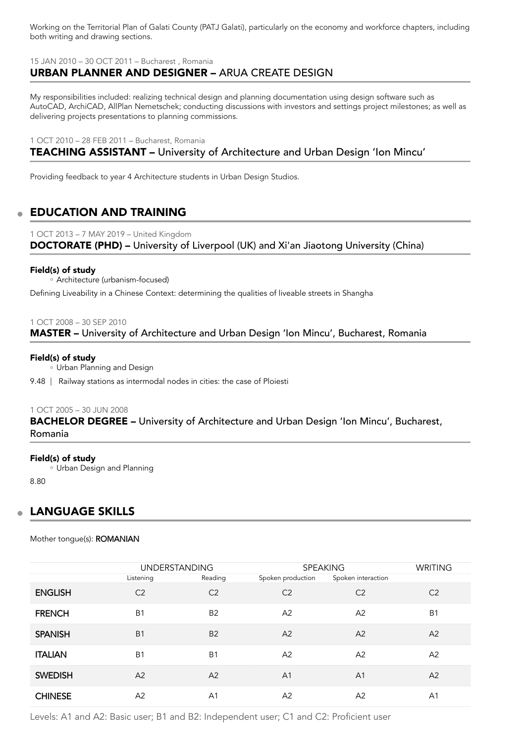Working on the Territorial Plan of Galati County (PATJ Galati), particularly on the economy and workforce chapters, including both writing and drawing sections.

15 JAN 2010 – 30 OCT 2011 – Bucharest , Romania

### **URBAN PLANNER AND DESIGNER –** ARUA CREATE DESIGN

My responsibilities included: realizing technical design and planning documentation using design software such as AutoCAD, ArchiCAD, AllPlan Nemetschek; conducting discussions with investors and settings project milestones; as well as delivering projects presentations to planning commissions.

1 OCT 2010 – 28 FEB 2011 – Bucharest, Romania

### **TEACHING ASSISTANT –** University of Architecture and Urban Design 'Ion Mincu'

Providing feedback to year 4 Architecture students in Urban Design Studios.

## EDUCATION AND TRAINING

1 OCT 2013 – 7 MAY 2019 – United Kingdom

### **DOCTORATE (PHD) –** University of Liverpool (UK) and Xi'an Jiaotong University (China)

**Field(s) of study**

- Architecture (urbanism-focused)

Defining Liveability in a Chinese Context: determining the qualities of liveable streets in Shangha

1 OCT 2008 – 30 SEP 2010

### **MASTER –** University of Architecture and Urban Design 'Ion Mincu', Bucharest, Romania

**Field(s) of study**

- Urban Planning and Design

9.48 | Railway stations as intermodal nodes in cities: the case of Ploiesti

1 OCT 2005 – 30 JUN 2008

### **BACHELOR DEGREE –** University of Architecture and Urban Design 'Ion Mincu', Bucharest, Romania

**Field(s) of study**

- Urban Design and Planning

8.80

## LANGUAGE SKILLS

Mother tongue(s): **ROMANIAN**

| | UNDERSTANDING | | SPEAKING | | WRITING |
|---|---|---|---|---|---|
| | Listening | Reading | Spoken production | Spoken interaction | |
| **ENGLISH** | C2 | C2 | C2 | C2 | C2 |
| **FRENCH** | B1 | B2 | A2 | A2 | B1 |
| **SPANISH** | B1 | B2 | A2 | A2 | A2 |
| **ITALIAN** | B1 | B1 | A2 | A2 | A2 |
| **SWEDISH** | A2 | A2 | A1 | A1 | A2 |
| **CHINESE** | A2 | A1 | A2 | A2 | A1 |

Levels: A1 and A2: Basic user; B1 and B2: Independent user; C1 and C2: Proficient user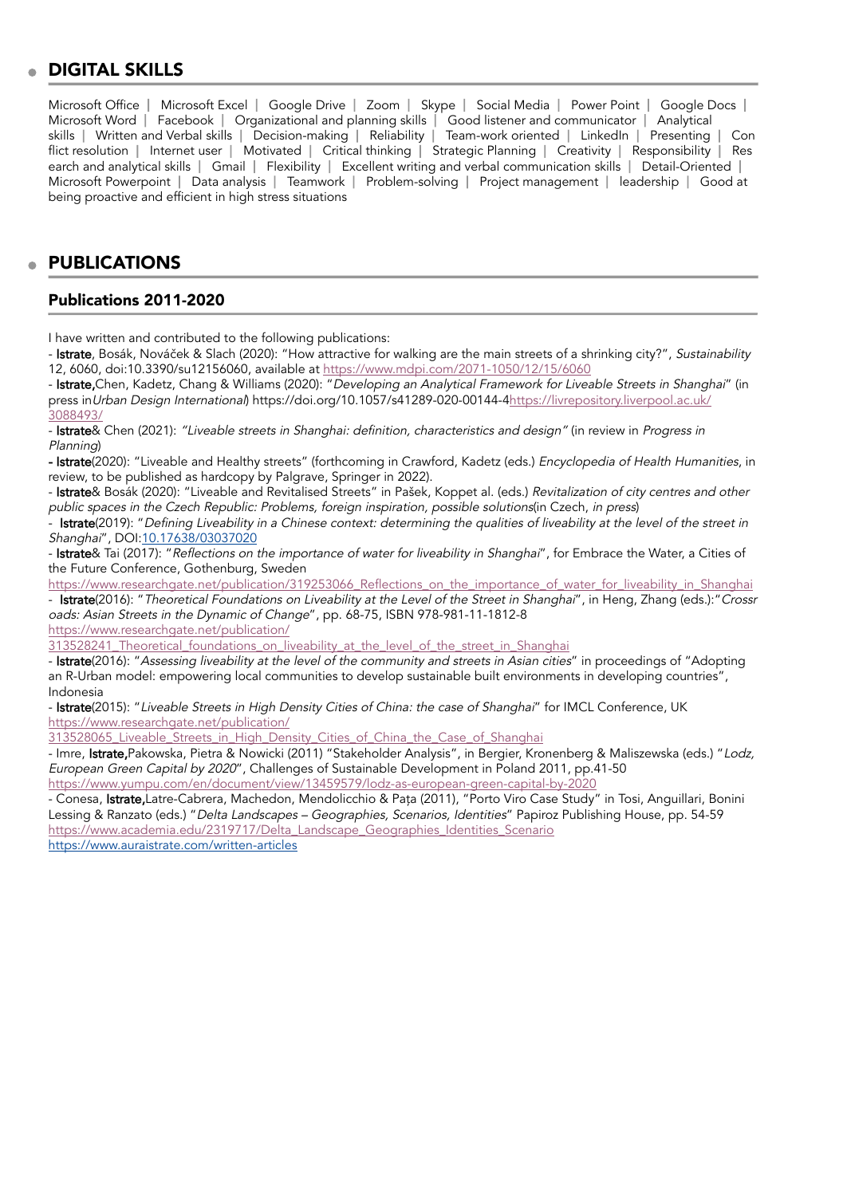## DIGITAL SKILLS

Microsoft Office | Microsoft Excel | Google Drive | Zoom | Skype | Social Media | Power Point | Google Docs | Microsoft Word | Facebook | Organizational and planning skills | Good listener and communicator | Analytical skills | Written and Verbal skills | Decision-making | Reliability | Team-work oriented | LinkedIn | Presenting | Conflict resolution | Internet user | Motivated | Critical thinking | Strategic Planning | Creativity | Responsibility | Research and analytical skills | Gmail | Flexibility | Excellent writing and verbal communication skills | Detail-Oriented | Microsoft Powerpoint | Data analysis | Teamwork | Problem-solving | Project management | leadership | Good at being proactive and efficient in high stress situations

## PUBLICATIONS

### Publications 2011-2020

I have written and contributed to the following publications:

- **Istrate**, Bosák, Nováček & Slach (2020): "How attractive for walking are the main streets of a shrinking city?", *Sustainability* 12, 6060, doi:10.3390/su12156060, available at https://www.mdpi.com/2071-1050/12/15/6060
- **Istrate,**Chen, Kadetz, Chang & Williams (2020): "*Developing an Analytical Framework for Liveable Streets in Shanghai*" (in press in*Urban Design International*) https://doi.org/10.1057/s41289-020-00144-4https://livrepository.liverpool.ac.uk/3088493/
- **Istrate** & Chen (2021): *"Liveable streets in Shanghai: definition, characteristics and design"* (in review in *Progress in Planning*)
- **Istrate**(2020): "Liveable and Healthy streets" (forthcoming in Crawford, Kadetz (eds.) *Encyclopedia of Health Humanities*, in review, to be published as hardcopy by Palgrave, Springer in 2022).
- **Istrate**& Bosák (2020): "Liveable and Revitalised Streets" in Pašek, Koppet al. (eds.) *Revitalization of city centres and other public spaces in the Czech Republic: Problems, foreign inspiration, possible solutions*(in Czech, *in press*)
- **Istrate**(2019): "*Defining Liveability in a Chinese context: determining the qualities of liveability at the level of the street in Shanghai*", DOI:10.17638/03037020
- **Istrate**& Tai (2017): "*Reflections on the importance of water for liveability in Shanghai*", for Embrace the Water, a Cities of the Future Conference, Gothenburg, Sweden https://www.researchgate.net/publication/319253066_Reflections_on_the_importance_of_water_for_liveability_in_Shanghai
- **Istrate**(2016): "*Theoretical Foundations on Liveability at the Level of the Street in Shanghai*", in Heng, Zhang (eds.):"*Crossroads: Asian Streets in the Dynamic of Change*", pp. 68-75, ISBN 978-981-11-1812-8 https://www.researchgate.net/publication/313528241_Theoretical_foundations_on_liveability_at_the_level_of_the_street_in_Shanghai
- **Istrate**(2016): "*Assessing liveability at the level of the community and streets in Asian cities*" in proceedings of "Adopting an R-Urban model: empowering local communities to develop sustainable built environments in developing countries", Indonesia
- **Istrate**(2015): "*Liveable Streets in High Density Cities of China: the case of Shanghai*" for IMCL Conference, UK https://www.researchgate.net/publication/313528065_Liveable_Streets_in_High_Density_Cities_of_China_the_Case_of_Shanghai
- Imre, **Istrate,**Pakowska, Pietra & Nowicki (2011) "Stakeholder Analysis", in Bergier, Kronenberg & Maliszewska (eds.) "*Lodz, European Green Capital by 2020*", Challenges of Sustainable Development in Poland 2011, pp.41-50 https://www.yumpu.com/en/document/view/13459579/lodz-as-european-green-capital-by-2020
- Conesa, **Istrate,**Latre-Cabrera, Machedon, Mendolicchio & Pața (2011), "Porto Viro Case Study" in Tosi, Anguillari, Bonini Lessing & Ranzato (eds.) "*Delta Landscapes – Geographies, Scenarios, Identities*" Papiroz Publishing House, pp. 54-59 https://www.academia.edu/2319717/Delta_Landscape_Geographies_Identities_Scenario

https://www.auraistrate.com/written-articles